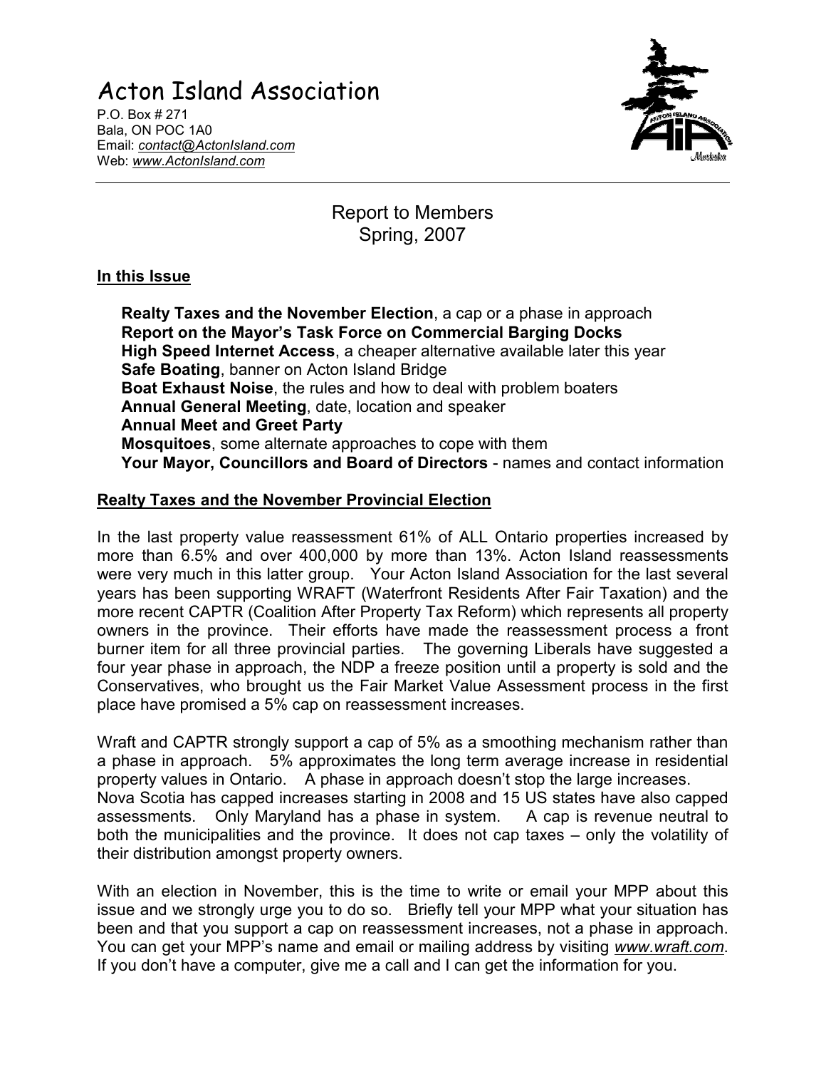# Acton Island Association

P.O. Box # 271
Bala, ON POC 1A0
Email: *contact@ActonIsland.com*
Web: *www.ActonIsland.com*

Report to Members
Spring, 2007

**In this Issue**

**Realty Taxes and the November Election**, a cap or a phase in approach
**Report on the Mayor's Task Force on Commercial Barging Docks**
**High Speed Internet Access**, a cheaper alternative available later this year
**Safe Boating**, banner on Acton Island Bridge
**Boat Exhaust Noise**, the rules and how to deal with problem boaters
**Annual General Meeting**, date, location and speaker
**Annual Meet and Greet Party**
**Mosquitoes**, some alternate approaches to cope with them
**Your Mayor, Councillors and Board of Directors** - names and contact information

## Realty Taxes and the November Provincial Election

In the last property value reassessment 61% of ALL Ontario properties increased by more than 6.5% and over 400,000 by more than 13%. Acton Island reassessments were very much in this latter group. Your Acton Island Association for the last several years has been supporting WRAFT (Waterfront Residents After Fair Taxation) and the more recent CAPTR (Coalition After Property Tax Reform) which represents all property owners in the province. Their efforts have made the reassessment process a front burner item for all three provincial parties. The governing Liberals have suggested a four year phase in approach, the NDP a freeze position until a property is sold and the Conservatives, who brought us the Fair Market Value Assessment process in the first place have promised a 5% cap on reassessment increases.

Wraft and CAPTR strongly support a cap of 5% as a smoothing mechanism rather than a phase in approach. 5% approximates the long term average increase in residential property values in Ontario. A phase in approach doesn't stop the large increases.
Nova Scotia has capped increases starting in 2008 and 15 US states have also capped assessments. Only Maryland has a phase in system. A cap is revenue neutral to both the municipalities and the province. It does not cap taxes – only the volatility of their distribution amongst property owners.

With an election in November, this is the time to write or email your MPP about this issue and we strongly urge you to do so. Briefly tell your MPP what your situation has been and that you support a cap on reassessment increases, not a phase in approach. You can get your MPP's name and email or mailing address by visiting *www.wraft.com*. If you don't have a computer, give me a call and I can get the information for you.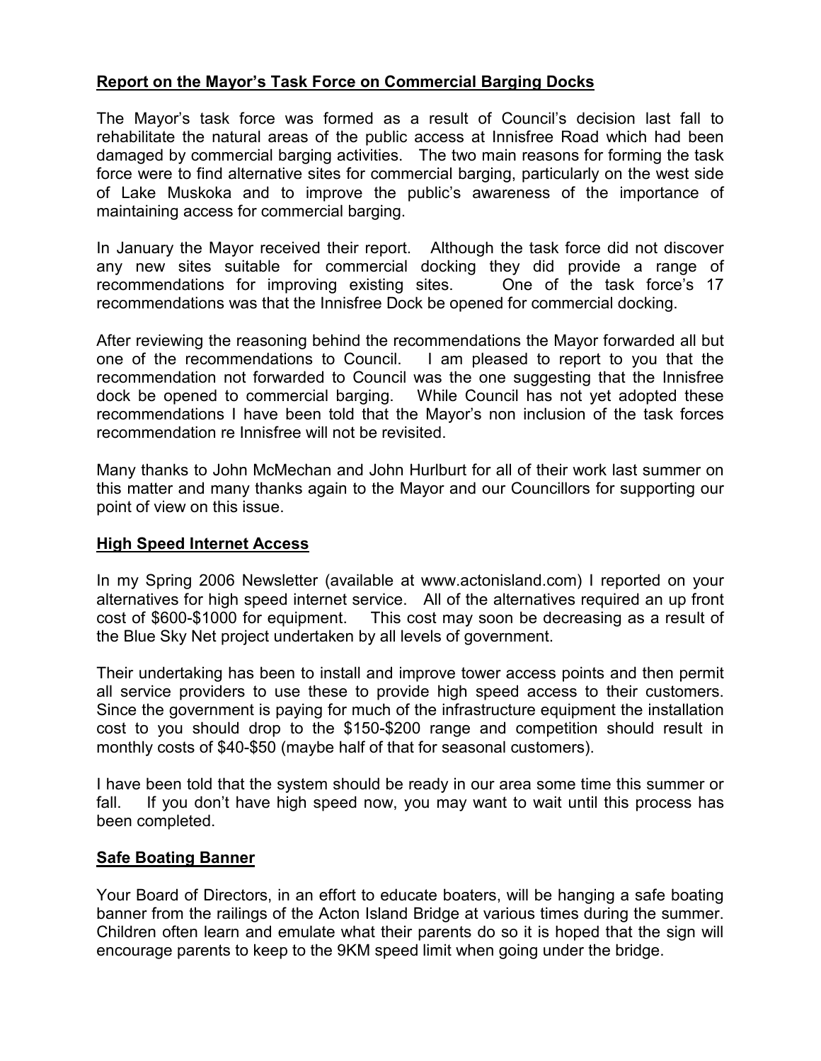## **Report on the Mayor's Task Force on Commercial Barging Docks**

The Mayor's task force was formed as a result of Council's decision last fall to rehabilitate the natural areas of the public access at Innisfree Road which had been damaged by commercial barging activities. The two main reasons for forming the task force were to find alternative sites for commercial barging, particularly on the west side of Lake Muskoka and to improve the public's awareness of the importance of maintaining access for commercial barging.

In January the Mayor received their report. Although the task force did not discover any new sites suitable for commercial docking they did provide a range of recommendations for improving existing sites. One of the task force's 17 recommendations was that the Innisfree Dock be opened for commercial docking.

After reviewing the reasoning behind the recommendations the Mayor forwarded all but one of the recommendations to Council. I am pleased to report to you that the recommendation not forwarded to Council was the one suggesting that the Innisfree dock be opened to commercial barging. While Council has not yet adopted these recommendations I have been told that the Mayor's non inclusion of the task forces recommendation re Innisfree will not be revisited.

Many thanks to John McMechan and John Hurlburt for all of their work last summer on this matter and many thanks again to the Mayor and our Councillors for supporting our point of view on this issue.

## **High Speed Internet Access**

In my Spring 2006 Newsletter (available at www.actonisland.com) I reported on your alternatives for high speed internet service. All of the alternatives required an up front cost of $600-$1000 for equipment. This cost may soon be decreasing as a result of the Blue Sky Net project undertaken by all levels of government.

Their undertaking has been to install and improve tower access points and then permit all service providers to use these to provide high speed access to their customers. Since the government is paying for much of the infrastructure equipment the installation cost to you should drop to the $150-$200 range and competition should result in monthly costs of $40-$50 (maybe half of that for seasonal customers).

I have been told that the system should be ready in our area some time this summer or fall. If you don't have high speed now, you may want to wait until this process has been completed.

## **Safe Boating Banner**

Your Board of Directors, in an effort to educate boaters, will be hanging a safe boating banner from the railings of the Acton Island Bridge at various times during the summer. Children often learn and emulate what their parents do so it is hoped that the sign will encourage parents to keep to the 9KM speed limit when going under the bridge.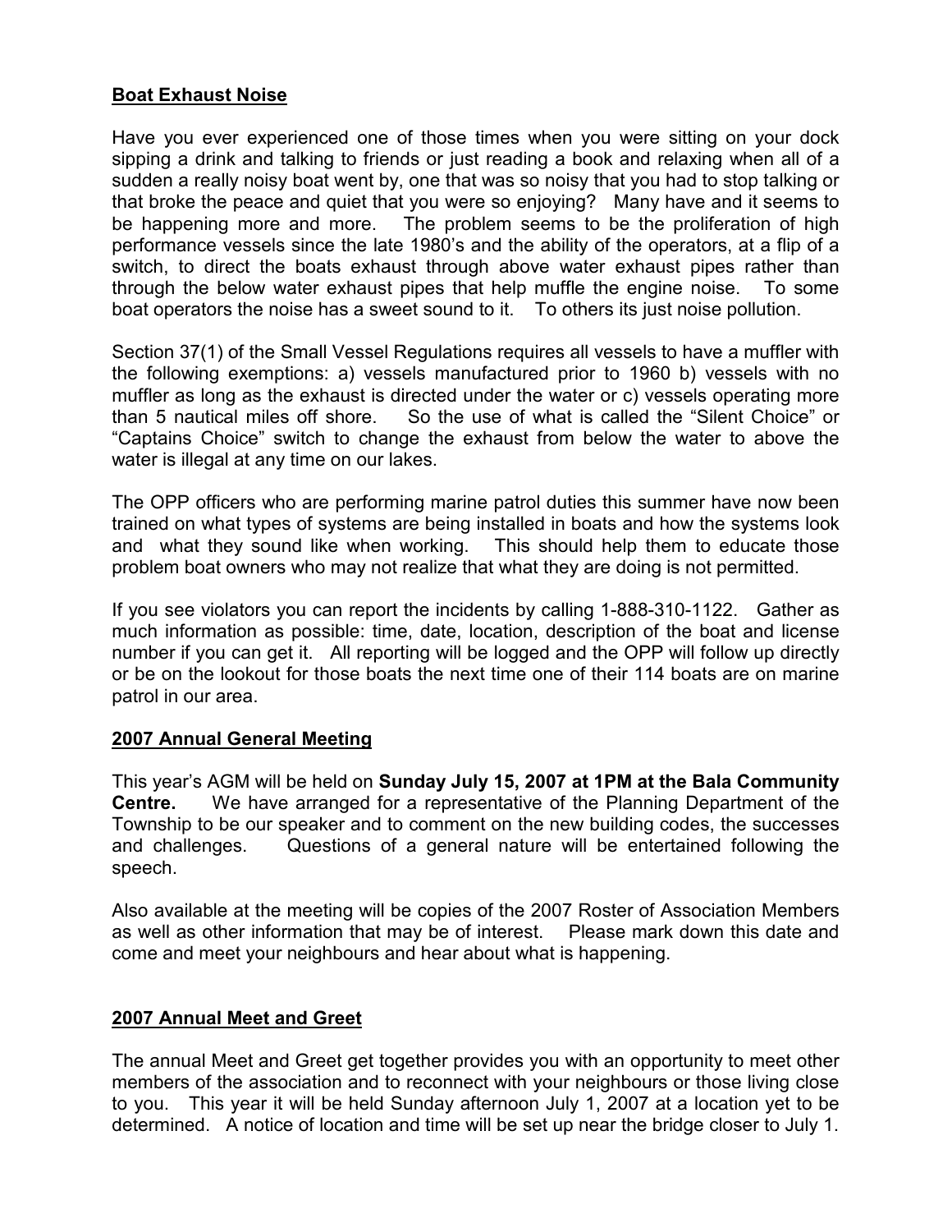## **Boat Exhaust Noise**

Have you ever experienced one of those times when you were sitting on your dock sipping a drink and talking to friends or just reading a book and relaxing when all of a sudden a really noisy boat went by, one that was so noisy that you had to stop talking or that broke the peace and quiet that you were so enjoying? Many have and it seems to be happening more and more. The problem seems to be the proliferation of high performance vessels since the late 1980's and the ability of the operators, at a flip of a switch, to direct the boats exhaust through above water exhaust pipes rather than through the below water exhaust pipes that help muffle the engine noise. To some boat operators the noise has a sweet sound to it. To others its just noise pollution.

Section 37(1) of the Small Vessel Regulations requires all vessels to have a muffler with the following exemptions: a) vessels manufactured prior to 1960 b) vessels with no muffler as long as the exhaust is directed under the water or c) vessels operating more than 5 nautical miles off shore. So the use of what is called the "Silent Choice" or "Captains Choice" switch to change the exhaust from below the water to above the water is illegal at any time on our lakes.

The OPP officers who are performing marine patrol duties this summer have now been trained on what types of systems are being installed in boats and how the systems look and what they sound like when working. This should help them to educate those problem boat owners who may not realize that what they are doing is not permitted.

If you see violators you can report the incidents by calling 1-888-310-1122. Gather as much information as possible: time, date, location, description of the boat and license number if you can get it. All reporting will be logged and the OPP will follow up directly or be on the lookout for those boats the next time one of their 114 boats are on marine patrol in our area.

## **2007 Annual General Meeting**

This year's AGM will be held on **Sunday July 15, 2007 at 1PM at the Bala Community Centre.** We have arranged for a representative of the Planning Department of the Township to be our speaker and to comment on the new building codes, the successes and challenges. Questions of a general nature will be entertained following the speech.

Also available at the meeting will be copies of the 2007 Roster of Association Members as well as other information that may be of interest. Please mark down this date and come and meet your neighbours and hear about what is happening.

## **2007 Annual Meet and Greet**

The annual Meet and Greet get together provides you with an opportunity to meet other members of the association and to reconnect with your neighbours or those living close to you. This year it will be held Sunday afternoon July 1, 2007 at a location yet to be determined. A notice of location and time will be set up near the bridge closer to July 1.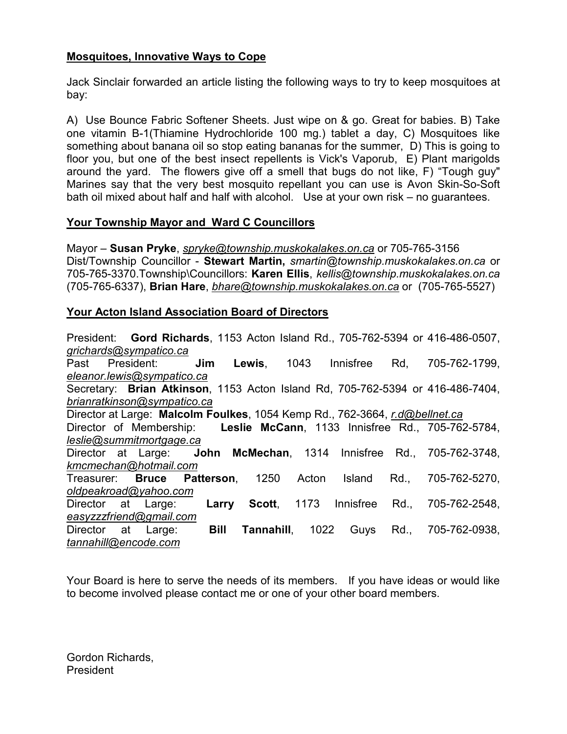**Mosquitoes, Innovative Ways to Cope**

Jack Sinclair forwarded an article listing the following ways to try to keep mosquitoes at bay:

A) Use Bounce Fabric Softener Sheets. Just wipe on & go. Great for babies. B) Take one vitamin B-1(Thiamine Hydrochloride 100 mg.) tablet a day, C) Mosquitoes like something about banana oil so stop eating bananas for the summer, D) This is going to floor you, but one of the best insect repellents is Vick's Vaporub, E) Plant marigolds around the yard. The flowers give off a smell that bugs do not like, F) "Tough guy" Marines say that the very best mosquito repellant you can use is Avon Skin-So-Soft bath oil mixed about half and half with alcohol. Use at your own risk – no guarantees.

**Your Township Mayor and Ward C Councillors**

Mayor – **Susan Pryke**, *spryke@township.muskokalakes.on.ca* or 705-765-3156
Dist/Township Councillor - **Stewart Martin,** *smartin@township.muskokalakes.on.ca* or 705-765-3370.Township\Councillors: **Karen Ellis**, *kellis@township.muskokalakes.on.ca* (705-765-6337), **Brian Hare**, *bhare@township.muskokalakes.on.ca* or (705-765-5527)

**Your Acton Island Association Board of Directors**

President: **Gord Richards**, 1153 Acton Island Rd., 705-762-5394 or 416-486-0507, *grichards@sympatico.ca*
Past President: **Jim Lewis**, 1043 Innisfree Rd, 705-762-1799, *eleanor.lewis@sympatico.ca*
Secretary: **Brian Atkinson**, 1153 Acton Island Rd, 705-762-5394 or 416-486-7404, *brianratkinson@sympatico.ca*
Director at Large: **Malcolm Foulkes**, 1054 Kemp Rd., 762-3664, *r.d@bellnet.ca*
Director of Membership: **Leslie McCann**, 1133 Innisfree Rd., 705-762-5784, *leslie@summitmortgage.ca*
Director at Large: **John McMechan**, 1314 Innisfree Rd., 705-762-3748, *kmcmechan@hotmail.com*
Treasurer: **Bruce Patterson**, 1250 Acton Island Rd., 705-762-5270, *oldpeakroad@yahoo.com*
Director at Large: **Larry Scott**, 1173 Innisfree Rd., 705-762-2548, *easyzzzfriend@gmail.com*
Director at Large: **Bill Tannahill**, 1022 Guys Rd., 705-762-0938, *tannahill@encode.com*

Your Board is here to serve the needs of its members. If you have ideas or would like to become involved please contact me or one of your other board members.

Gordon Richards,
President